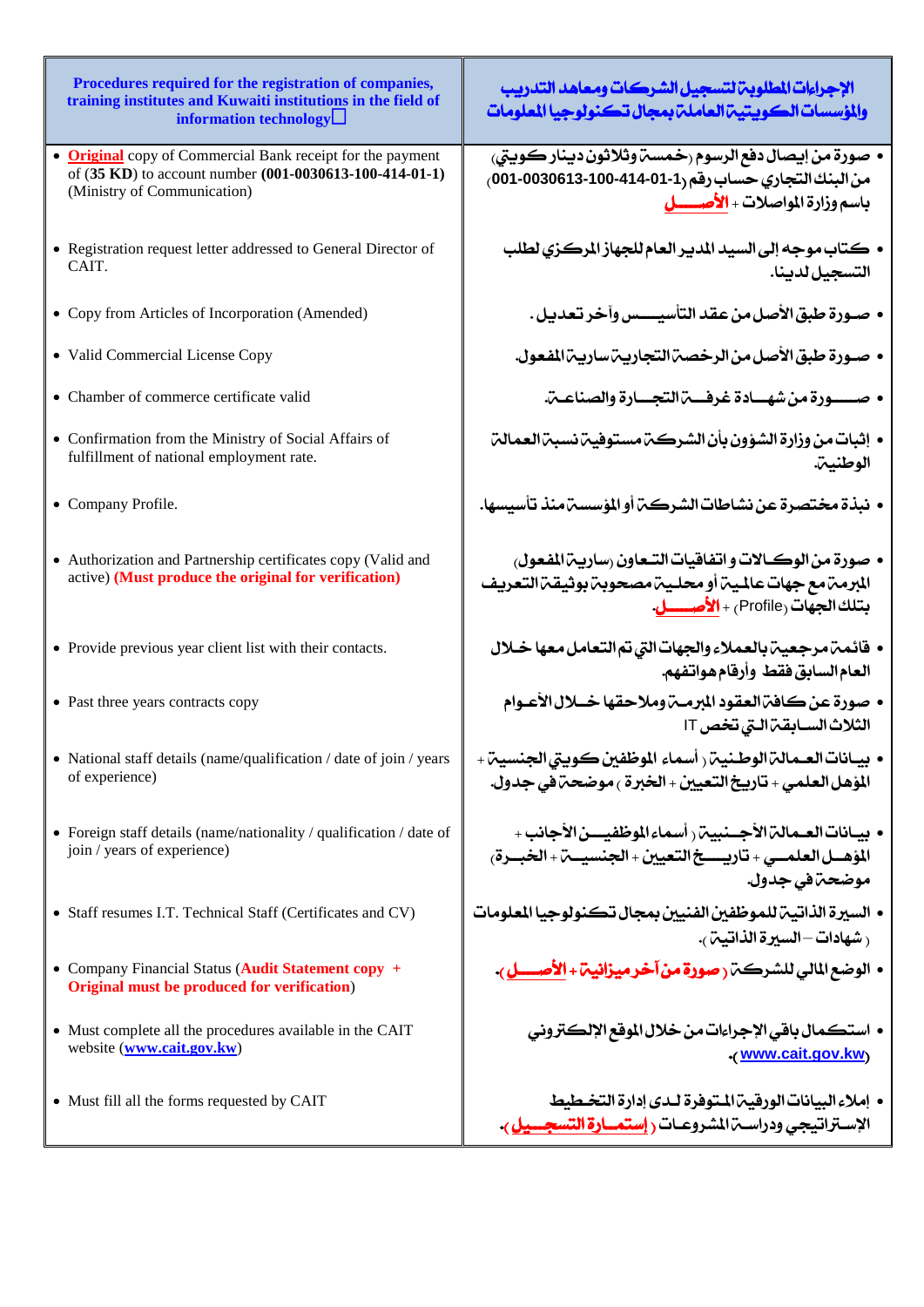| Procedures required for the registration of companies, training institutes and Kuwaiti institutions in the field of information technology | الإجراءات المطلوبة لتسجيل الشركات ومعاهد التدريب والمؤسسات الكويتية العاملة بمجال تكنولوجيا المعلومات |
|---|---|
| • **Original** copy of Commercial Bank receipt for the payment of (**35 KD**) to account number **(001-0030613-100-414-01-1)** (Ministry of Communication) | • صورة من إيصال دفع الرسوم (خمسة وثلاثون دينار كويتي) من البنك التجاري حساب رقم (001-0030613-100-414-01-1) باسم وزارة المواصلات + **الأصـــــل** |
| • Registration request letter addressed to General Director of CAIT. | • كتاب موجه إلى السيد المدير العام للجهاز المركزي لطلب التسجيل لدينا. |
| • Copy from Articles of Incorporation (Amended) | • صورة طبق الأصل من عقد التأسيس وآخر تعديل. |
| • Valid Commercial License Copy | • صورة طبق الأصل من الرخصة التجارية سارية المفعول. |
| • Chamber of commerce certificate valid | • صورة من شهادة غرفة التجارة والصناعة. |
| • Confirmation from the Ministry of Social Affairs of fulfillment of national employment rate. | • إثبات من وزارة الشؤون بأن الشركة مستوفية نسبة العمالة الوطنية. |
| • Company Profile. | • نبذة مختصرة عن نشاطات الشركة أو المؤسسة منذ تأسيسها. |
| • Authorization and Partnership certificates copy (Valid and active) **(Must produce the original for verification)** | • صورة من الوكالات و اتفاقيات التعاون (سارية المفعول) المبرمة مع جهات عالمية أو محلية مصحوبة بوثيقة التعريف بتلك الجهات (Profile) + **الأصـــــل**. |
| • Provide previous year client list with their contacts. | • قائمة مرجعية بالعملاء والجهات التي تم التعامل معها خلال العام السابق فقط وأرقام هواتفهم. |
| • Past three years contracts copy | • صورة عن كافة العقود المبرمة وملاحقها خلال الأعوام الثلاث السابقة التي تخص IT |
| • National staff details (name/qualification / date of join / years of experience) | • بيانات العمالة الوطنية ( أسماء الموظفين كويتي الجنسية + المؤهل العلمي + تاريخ التعيين + الخبرة ) موضحة في جدول. |
| • Foreign staff details (name/nationality / qualification / date of join / years of experience) | • بيانات العمالة الأجنبية ( أسماء الموظفين الأجانب + المؤهل العلمي + تاريخ التعيين + الجنسية + الخبرة) موضحة في جدول. |
| • Staff resumes I.T. Technical Staff (Certificates and CV) | • السيرة الذاتية للموظفين الفنيين بمجال تكنولوجيا المعلومات ( شهادات – السيرة الذاتية). |
| • Company Financial Status (**Audit Statement copy + Original must be produced for verification**) | • الوضع المالي للشركة ( **صورة من آخر ميزانية + الأصـــــل**). |
| • Must complete all the procedures available in the CAIT website (**www.cait.gov.kw**) | • استكمال باقي الإجراءات من خلال الموقع الإلكتروني (**www.cait.gov.kw**). |
| • Must fill all the forms requested by CAIT | • إملاء البيانات الورقية المتوفرة لدى إدارة التخطيط الإستراتيجي ودراسة المشروعات ( **إستمارة التسجيل** ). |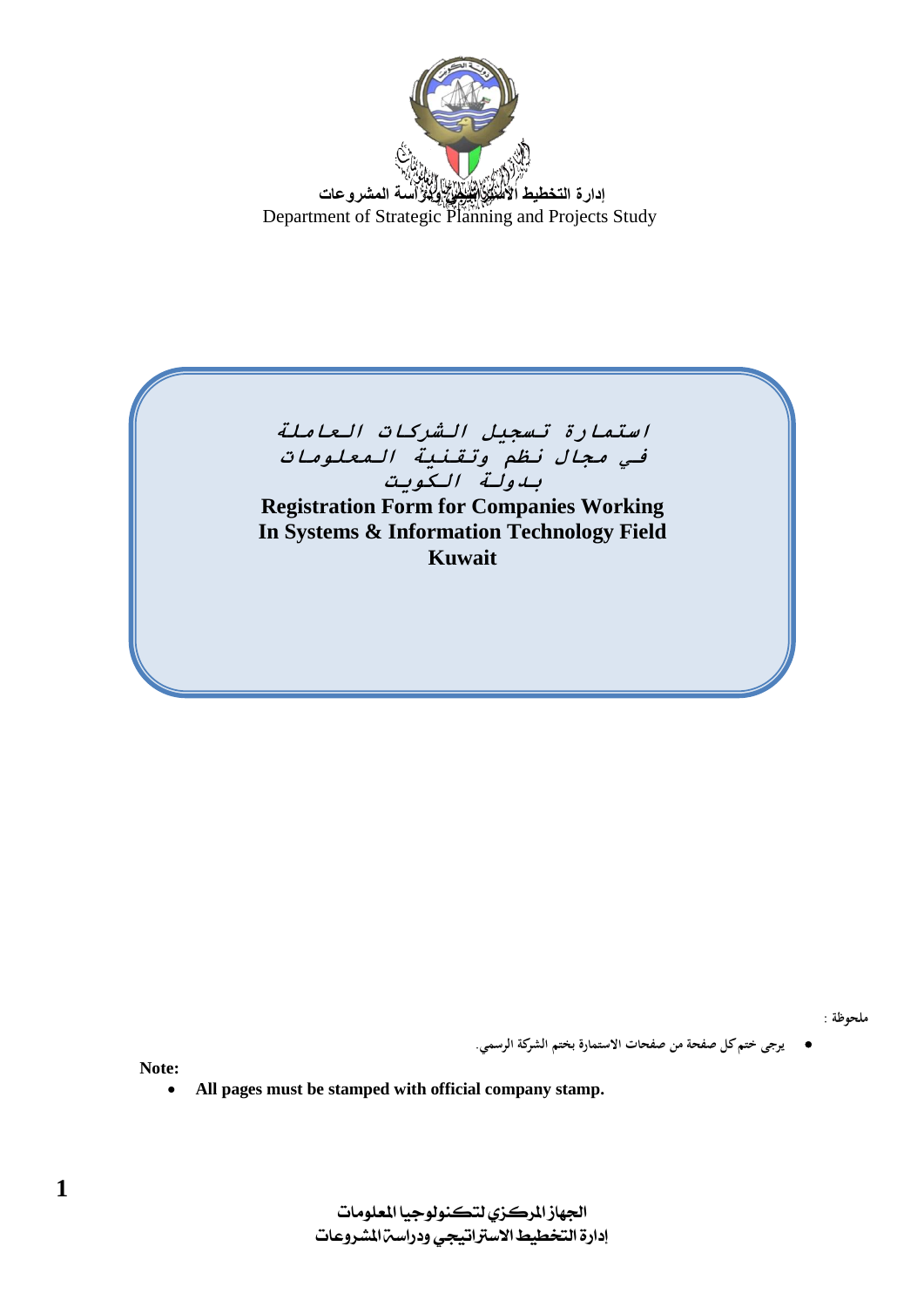إدارة التخطيط الاستراتيجي ودراسة المشروعات

Department of Strategic Planning and Projects Study

# استمارة تسجيل الشركات العاملة في مجال نظم وتقنية المعلومات بدولة الكويت

# Registration Form for Companies Working In Systems & Information Technology Field Kuwait

ملحوظة :

- يرجى ختم كل صفحة من صفحات الاستمارة بختم الشركة الرسمي.

**Note:**

- **All pages must be stamped with official company stamp.**

الجهاز المركزي لتكنولوجيا المعلومات
إدارة التخطيط الاستراتيجي ودراسة المشروعات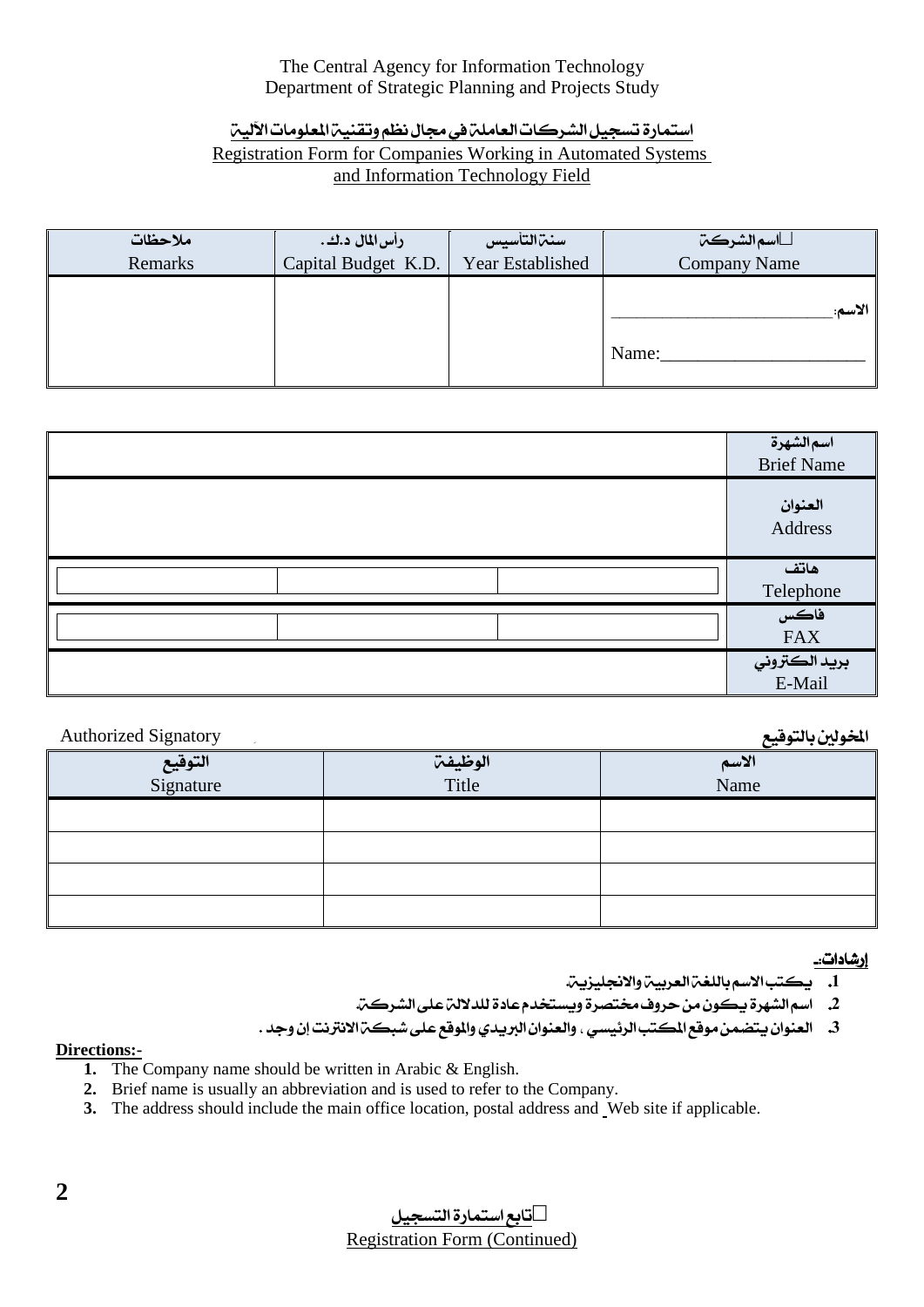The Central Agency for Information Technology
Department of Strategic Planning and Projects Study

## استمارة تسجيل الشركات العاملة في مجال نظم وتقنية المعلومات الآلية

## Registration Form for Companies Working in Automated Systems and Information Technology Field

| ملاحظات Remarks | رأس المال د.ك. Capital Budget K.D. | سنة التأسيس Year Established | اسم الشركة Company Name |
|---|---|---|---|
| | | | الاسم:________________ Name:________________ |

| | |
|---|---|
| اسم الشهرة Brief Name | |
| العنوان Address | |
| هاتف Telephone | | | |
| فاكس FAX | | | |
| بريد الكتروني E-Mail | |

Authorized Signatory — المخولين بالتوقيع

| التوقيع Signature | الوظيفة Title | الاسم Name |
|---|---|---|
| | | |
| | | |
| | | |
| | | |

**إرشادات:-**

1. يكتب الاسم باللغة العربية والانجليزية.
2. اسم الشهرة يكون من حروف مختصرة ويستخدم عادة للدلالة على الشركة.
3. العنوان يتضمن موقع المكتب الرئيسي ، والعنوان البريدي والموقع على شبكة الانترنت إن وجد .

**Directions:-**

1. The Company name should be written in Arabic & English.
2. Brief name is usually an abbreviation and is used to refer to the Company.
3. The address should include the main office location, postal address and Web site if applicable.

تابع استمارة التسجيل

Registration Form (Continued)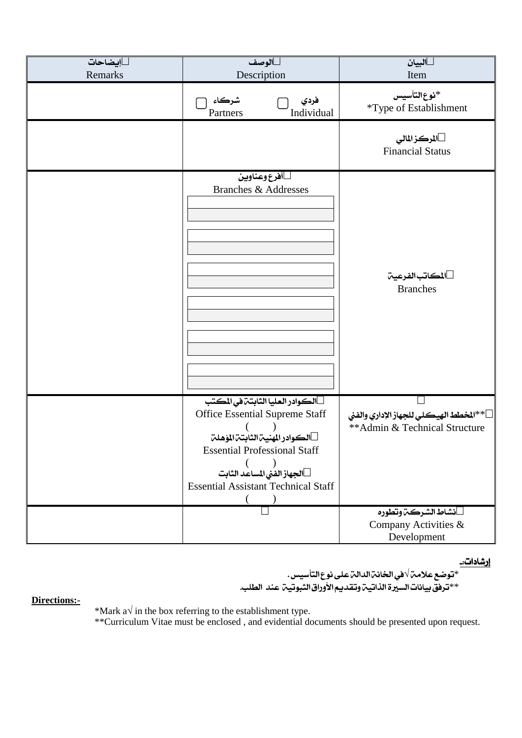| إيضاحات<br>Remarks | الوصف<br>Description | البيان<br>Item |
|---|---|---|
| | شركاء ☐ Partners &nbsp;&nbsp; فردي ☐ Individual | *نوع التأسيس<br>*Type of Establishment |
| | | المركز المالي<br>Financial Status |
| | أفرع وعناوين<br>Branches & Addresses | المكاتب الفرعية<br>Branches |
| | الكوادر العليا الثابتة في المكتب<br>Office Essential Supreme Staff<br>( )<br>الكوادر المهنية الثابتة المؤهلة<br>Essential Professional Staff<br>( )<br>الجهاز الفني المساعد الثابت<br>Essential Assistant Technical Staff<br>( ) | **المخطط الهيكلي للجهاز الإداري والفني<br>**Admin & Technical Structure |
| | | نشاط الشركة وتطوره<br>Company Activities & Development |

**إرشادات:-**

*توضع علامة √ في الخانة الدالة على نوع التأسيس.

**ترفق بيانات السيرة الذاتية وتقديم الأوراق الثبوتية عند الطلب.

**Directions:-**

*Mark a√ in the box referring to the establishment type.

**Curriculum Vitae must be enclosed , and evidential documents should be presented upon request.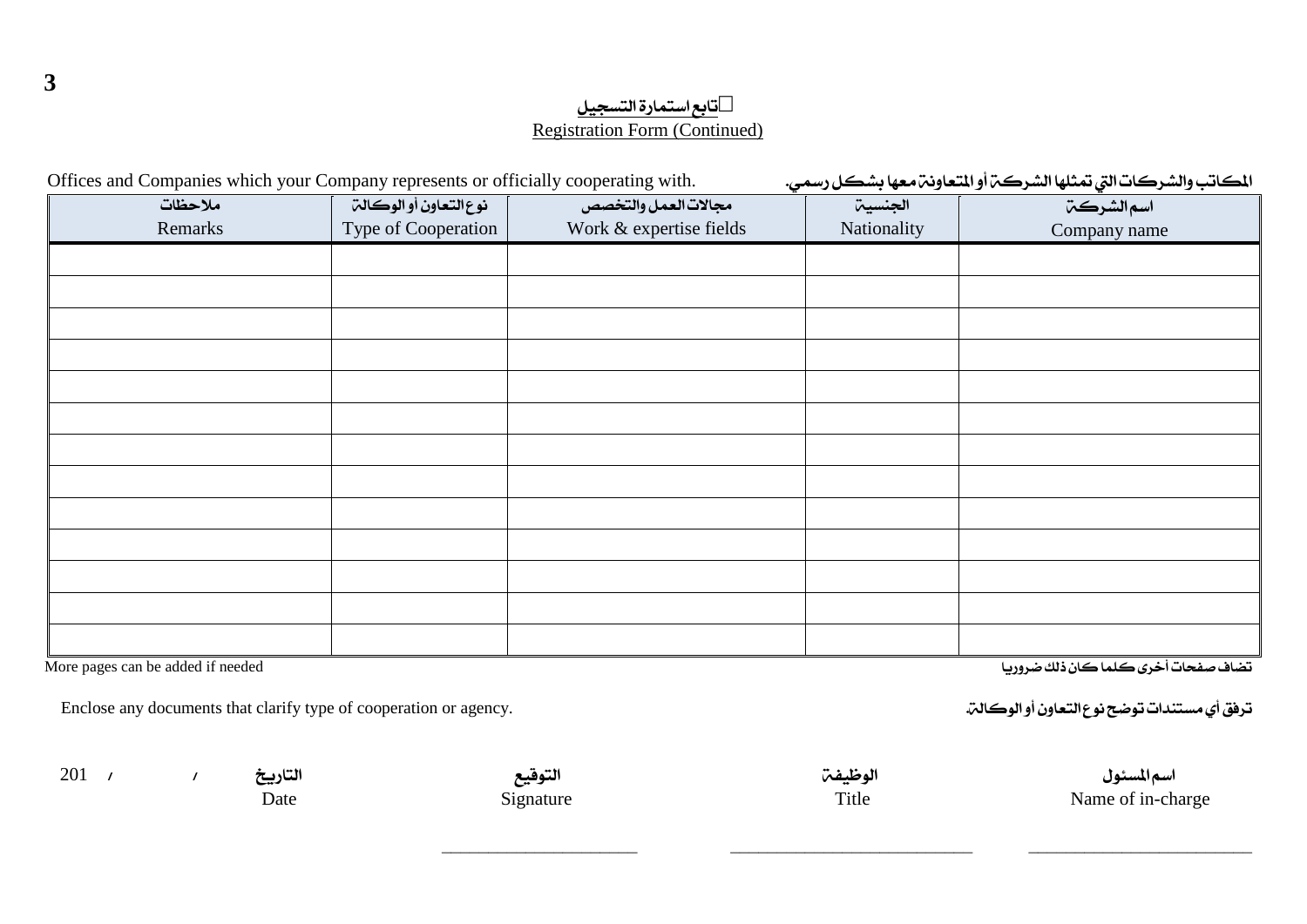## تابع استمارة التسجيل
## Registration Form (Continued)

Offices and Companies which your Company represents or officially cooperating with. المكاتب والشركات التي تمثلها الشركة أو المتعاونة معها بشكل رسمي.

| ملاحظات<br>Remarks | نوع التعاون أو الوكالة<br>Type of Cooperation | مجالات العمل والتخصص<br>Work & expertise fields | الجنسية<br>Nationality | اسم الشركة<br>Company name |
|---|---|---|---|---|
| | | | | |
| | | | | |
| | | | | |
| | | | | |
| | | | | |
| | | | | |
| | | | | |
| | | | | |
| | | | | |
| | | | | |
| | | | | |
| | | | | |
| | | | | |

More pages can be added if needed تضاف صفحات أخرى كلما كان ذلك ضروريا

Enclose any documents that clarify type of cooperation or agency. ترفق أي مستندات توضح نوع التعاون أو الوكالة.

| 201 / / التاريخ<br>Date | التوقيع<br>Signature | الوظيفة<br>Title | اسم المسئول<br>Name of in-charge |
|---|---|---|---|
| | ______________________ | ___________________________ | _________________________ |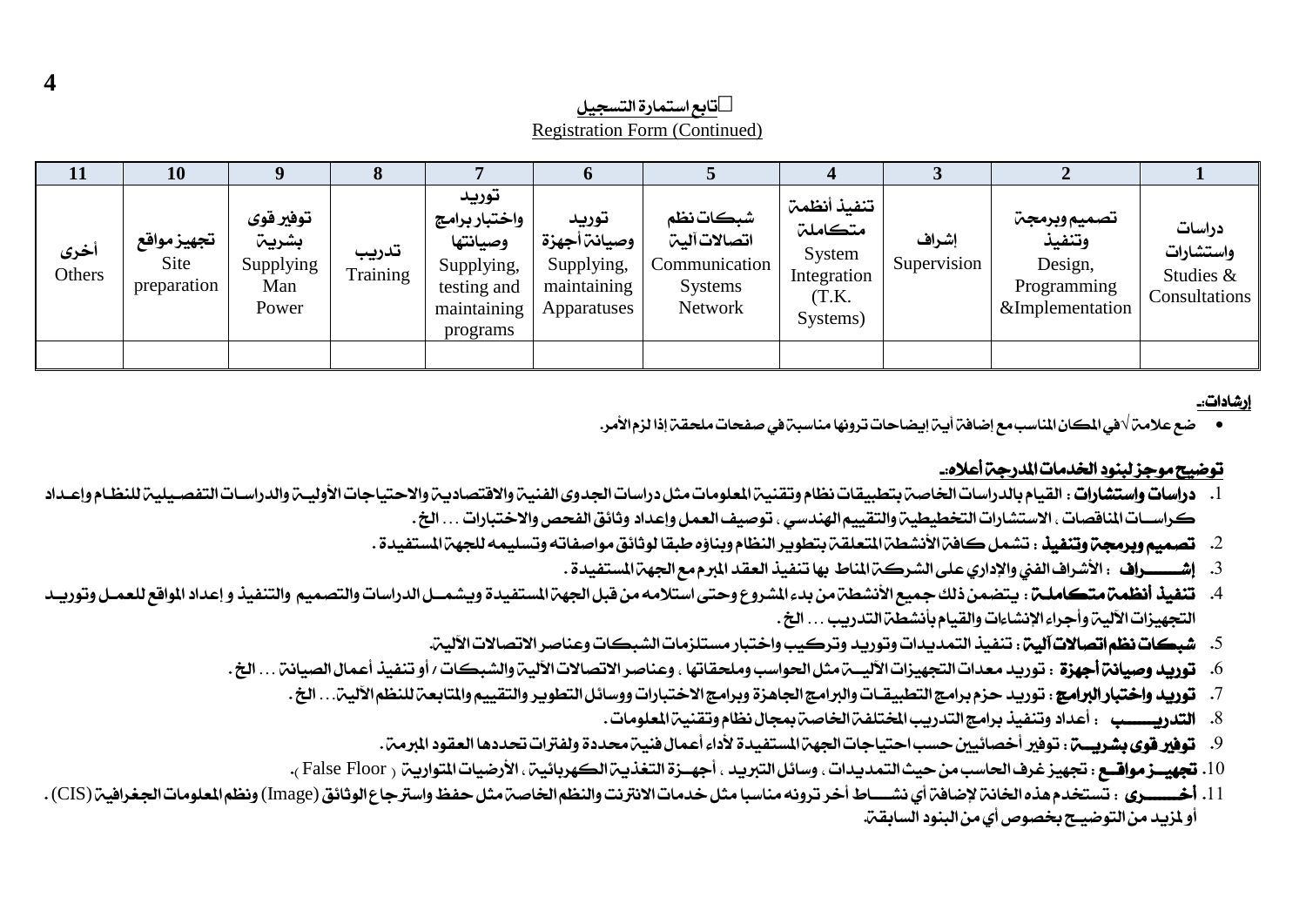**تابع استمارة التسجيل**

Registration Form (Continued)

| 11 | 10 | 9 | 8 | 7 | 6 | 5 | 4 | 3 | 2 | 1 |
|---|---|---|---|---|---|---|---|---|---|---|
| أخرى Others | تجهيز مواقع Site preparation | توفير قوى بشرية Supplying Man Power | تدريب Training | توريد واختبار برامج وصيانتها Supplying, testing and maintaining programs | توريد وصيانة أجهزة Supplying, maintaining Apparatuses | شبكات نظم اتصالات آلية Communication Systems Network | تنفيذ أنظمة متكاملة System Integration (T.K. Systems) | إشراف Supervision | تصميم وبرمجة وتنفيذ Design, Programming &Implementation | دراسات واستشارات Studies & Consultations |
| | | | | | | | | | | |

**إرشادات:-**

- ضع علامة √ في المكان المناسب مع إضافة أية إيضاحات ترونها مناسبة في صفحات ملحقة إذا لزم الأمر.

**توضيح موجز لبنود الخدمات المدرجة أعلاه:-**

1. **دراسات واستشارات** : القيام بالدراسات الخاصة بتطبيقات نظام وتقنية المعلومات مثل دراسات الجدوى الفنية والاقتصادية والاحتياجات الأولية والدراسات التفصيلية للنظام وإعداد كراسات المناقصات ، الاستشارات التخطيطية والتقييم الهندسي ، توصيف العمل وإعداد وثائق الفحص والاختبارات ... الخ .
2. **تصميم وبرمجة وتنفيذ** : تشمل كافة الأنشطة المتعلقة بتطوير النظام وبناؤه طبقا لوثائق مواصفاته وتسليمه للجهة المستفيدة .
3. **إشــــــراف** : الأشراف الفني والإداري على الشركة المناط بها تنفيذ العقد المبرم مع الجهة المستفيدة .
4. **تنفيذ أنظمة متكاملة** : يتضمن ذلك جميع الأنشطة من بدء المشروع وحتى استلامه من قبل الجهة المستفيدة ويشمل الدراسات والتصميم والتنفيذ و إعداد المواقع للعمل وتوريد التجهيزات الآلية وأجراء الإنشاءات والقيام بأنشطة التدريب ... الخ .
5. **شبكات نظم اتصالات آلية** : تنفيذ التمديدات وتوريد وتركيب واختبار مستلزمات الشبكات وعناصر الاتصالات الآلية.
6. **توريد وصيانة أجهزة** : توريد معدات التجهيزات الآلية مثل الحواسب وملحقاتها ، وعناصر الاتصالات الآلية والشبكات / أو تنفيذ أعمال الصيانة ... الخ .
7. **توريد واختبار البرامج** : توريد حزم برامج التطبيقات والبرامج الجاهزة وبرامج الاختبارات ووسائل التطوير والتقييم والمتابعة للنظم الآلية... الخ .
8. **التدريـــــب** : أعداد وتنفيذ برامج التدريب المختلفة الخاصة بمجال نظام وتقنية المعلومات .
9. **توفير قوى بشريـــة** : توفير أخصائيين حسب احتياجات الجهة المستفيدة لأداء أعمال فنية محددة ولفترات تحددها العقود المبرمة .
10. **تجهيـــز مواقـــع** : تجهيز غرف الحاسب من حيث التمديدات ، وسائل التبريد ، أجهزة التغذية الكهربائية ، الأرضيات المتوازية ( False Floor ).
11. **أخـــــرى** : تستخدم هذه الخانة لإضافة أي نشـــاط أخر ترونه مناسبا مثل خدمات الانترنت والنظم الخاصة مثل حفظ واسترجاع الوثائق (Image) ونظم المعلومات الجغرافية (CIS) . أو لمزيد من التوضيح بخصوص أي من البنود السابقة.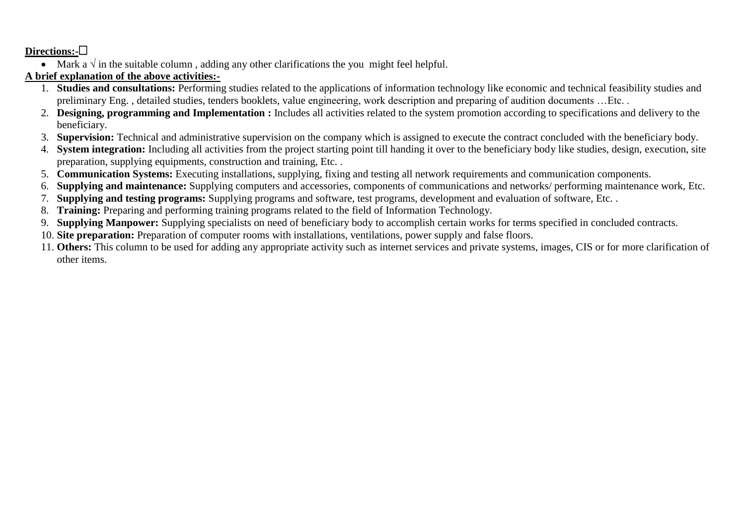**<u>Directions:-</u>**□

- Mark a √ in the suitable column , adding any other clarifications the you might feel helpful.

**<u>A brief explanation of the above activities:-</u>**

1. **Studies and consultations:** Performing studies related to the applications of information technology like economic and technical feasibility studies and preliminary Eng. , detailed studies, tenders booklets, value engineering, work description and preparing of audition documents …Etc. .
2. **Designing, programming and Implementation :** Includes all activities related to the system promotion according to specifications and delivery to the beneficiary.
3. **Supervision:** Technical and administrative supervision on the company which is assigned to execute the contract concluded with the beneficiary body.
4. **System integration:** Including all activities from the project starting point till handing it over to the beneficiary body like studies, design, execution, site preparation, supplying equipments, construction and training, Etc. .
5. **Communication Systems:** Executing installations, supplying, fixing and testing all network requirements and communication components.
6. **Supplying and maintenance:** Supplying computers and accessories, components of communications and networks/ performing maintenance work, Etc.
7. **Supplying and testing programs:** Supplying programs and software, test programs, development and evaluation of software, Etc. .
8. **Training:** Preparing and performing training programs related to the field of Information Technology.
9. **Supplying Manpower:** Supplying specialists on need of beneficiary body to accomplish certain works for terms specified in concluded contracts.
10. **Site preparation:** Preparation of computer rooms with installations, ventilations, power supply and false floors.
11. **Others:** This column to be used for adding any appropriate activity such as internet services and private systems, images, CIS or for more clarification of other items.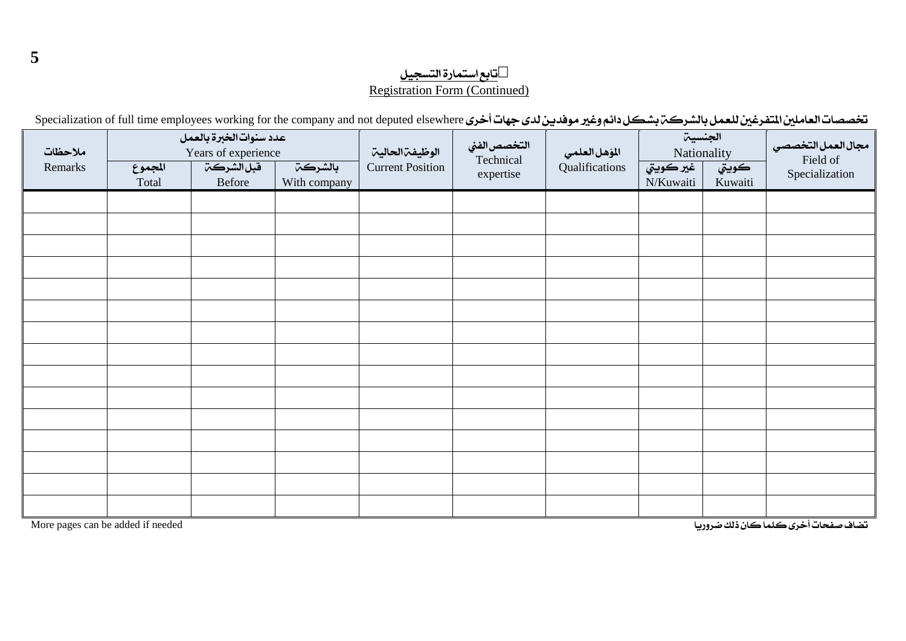## تابع استمارة التسجيل
## Registration Form (Continued)

Specialization of full time employees working for the company and not deputed elsewhere تخصصات العاملين المتفرغين للعمل بالشركة بشكل دائم وغير موفدين لدى جهات أخرى

| ملاحظات Remarks | عدد سنوات الخبرة بالعمل Years of experience | | | الوظيفة الحالية Current Position | التخصص الفني Technical expertise | المؤهل العلمي Qualifications | الجنسية Nationality | | مجال العمل التخصصي Field of Specialization |
|---|---|---|---|---|---|---|---|---|---|
| | المجموع Total | قبل الشركة Before | بالشركة With company | | | | غير كويتي N/Kuwaiti | كويتي Kuwaiti | |
| | | | | | | | | | |
| | | | | | | | | | |
| | | | | | | | | | |
| | | | | | | | | | |
| | | | | | | | | | |
| | | | | | | | | | |
| | | | | | | | | | |
| | | | | | | | | | |
| | | | | | | | | | |
| | | | | | | | | | |
| | | | | | | | | | |
| | | | | | | | | | |
| | | | | | | | | | |
| | | | | | | | | | |
| | | | | | | | | | |

More pages can be added if needed تضاف صفحات أخرى كلما كان ذلك ضروريا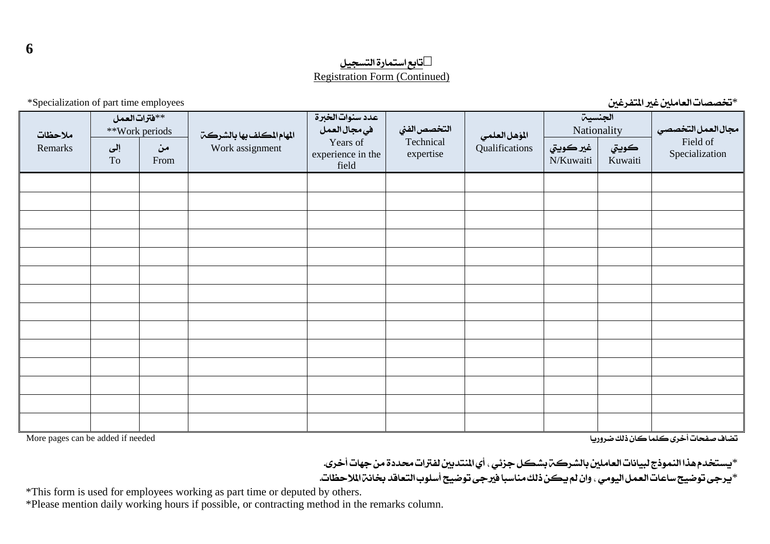## تابع استمارة التسجيل
## Registration Form (Continued)

*Specialization of part time employees — *تخصصات العاملين غير المتفرغين

| مجال العمل التخصصي Field of Specialization | الجنسية Nationality | | المؤهل العلمي Qualifications | التخصص الفني Technical expertise | عدد سنوات الخبرة في مجال العمل Years of experience in the field | المهام المكلف بها بالشركة Work assignment | **فترات العمل **Work periods | | ملاحظات Remarks |
|---|---|---|---|---|---|---|---|---|---|
| | كويتي Kuwaiti | غير كويتي N/Kuwaiti | | | | | من From | إلى To | |
| | | | | | | | | | |
| | | | | | | | | | |
| | | | | | | | | | |
| | | | | | | | | | |
| | | | | | | | | | |
| | | | | | | | | | |
| | | | | | | | | | |
| | | | | | | | | | |
| | | | | | | | | | |
| | | | | | | | | | |
| | | | | | | | | | |
| | | | | | | | | | |
| | | | | | | | | | |
| | | | | | | | | | |

More pages can be added if needed — تضاف صفحات أخرى كلما كان ذلك ضروريا

*يستخدم هذا النموذج لبيانات العاملين بالشركة بشكل جزئي ، أي المنتدبين لفترات محددة من جهات أخرى.

*يرجى توضيح ساعات العمل اليومي ، وان لم يكن ذلك مناسبا فيرجى توضيح أسلوب التعاقد بخانة الملاحظات.

*This form is used for employees working as part time or deputed by others.

*Please mention daily working hours if possible, or contracting method in the remarks column.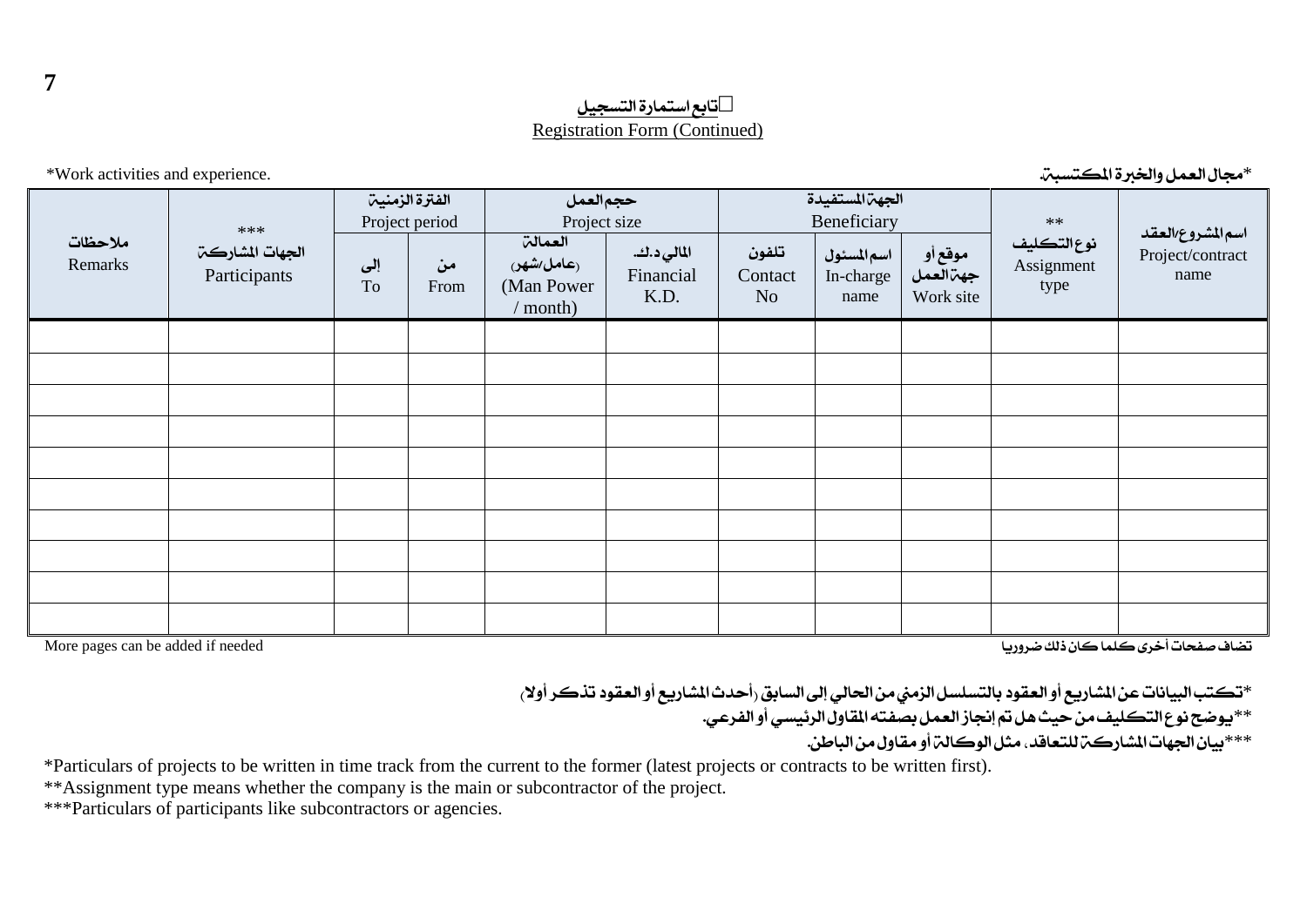## تابع استمارة التسجيل
## Registration Form (Continued)

*Work activities and experience. | *مجال العمل والخبرة المكتسبة.

| ملاحظات Remarks | *** الجهات المشاركة Participants | الفترة الزمنية Project period | | حجم العمل Project size | | الجهة المستفيدة Beneficiary | | | ** نوع التكليف Assignment type | اسم المشروع/العقد Project/contract name |
|---|---|---|---|---|---|---|---|---|---|---|
| | | إلى To | من From | العمالة (عامل/شهر) (Man Power / month) | المالي د.ك. Financial K.D. | تلفون Contact No | اسم المسئول In-charge name | موقع أو جهة العمل Work site | | |
| | | | | | | | | | | |
| | | | | | | | | | | |
| | | | | | | | | | | |
| | | | | | | | | | | |
| | | | | | | | | | | |
| | | | | | | | | | | |
| | | | | | | | | | | |
| | | | | | | | | | | |
| | | | | | | | | | | |
| | | | | | | | | | | |

More pages can be added if needed | تضاف صفحات أخرى كلما كان ذلك ضروريا

*تكتب البيانات عن المشاريع أو العقود بالتسلسل الزمني من الحالي إلى السابق (أحدث المشاريع أو العقود تذكر أولا)

**يوضح نوع التكليف من حيث هل تم إنجاز العمل بصفته المقاول الرئيسي أو الفرعي.

***بيان الجهات المشاركة للتعاقد، مثل الوكالة أو مقاول من الباطن.

*Particulars of projects to be written in time track from the current to the former (latest projects or contracts to be written first).

**Assignment type means whether the company is the main or subcontractor of the project.

***Particulars of participants like subcontractors or agencies.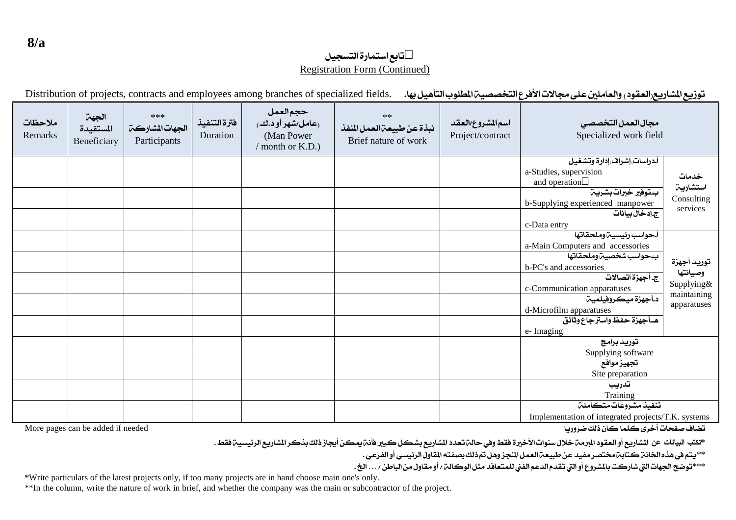**8/a**

## تابع استمارة التسجيل
## Registration Form (Continued)

Distribution of projects, contracts and employees among branches of specialized fields. توزيع المشاريع (العقود) والعاملين على مجالات الأفرع التخصصية المطلوب التأهيل بها.

| ملاحظات Remarks | الجهة المستفيدة Beneficiary | *** الجهات المشاركة Participants | فترة التنفيذ Duration | حجم العمل (عامل/شهر أو د.ك.) (Man Power / month or K.D.) | ** نبذة عن طبيعة العمل المنفذ Brief nature of work | اسم المشروع/العقد Project/contract | مجال العمل التخصصي Specialized work field | |
|---|---|---|---|---|---|---|---|---|
| | | | | | | | أ-دراسات، إشراف، إدارة وتشغيل a-Studies, supervision and operation | خدمات استشارية Consulting services |
| | | | | | | | ب-توفير خبرات بشرية b-Supplying experienced manpower | |
| | | | | | | | ج-إدخال بيانات c-Data entry | |
| | | | | | | | أ-حواسب رئيسية وملحقاتها a-Main Computers and accessories | توريد أجهزة وصيانتها Supplying& maintaining apparatuses |
| | | | | | | | ب-حواسب شخصية وملحقاتها b-PC's and accessories | |
| | | | | | | | ج- أجهزة اتصالات c-Communication apparatuses | |
| | | | | | | | د-أجهزة ميكروفيلمية d-Microfilm apparatuses | |
| | | | | | | | هـ-أجهزة حفظ واسترجاع وثائق e- Imaging | |
| | | | | | | | توريد برامج Supplying software | |
| | | | | | | | تجهيز مواقع Site preparation | |
| | | | | | | | تدريب Training | |
| | | | | | | | تنفيذ مشروعات متكاملة Implementation of integrated projects/T.K. systems | |

More pages can be added if needed تضاف صفحات أخرى كلما كان ذلك ضروريا

*تكتب البيانات عن المشاريع أو العقود المبرمة خلال سنوات الأخيرة فقط وفي حالة تعدد المشاريع بشكل كبير فإنه يمكن أيجاز ذلك بذكر المشاريع الرئيسية فقط .

**يتم في هذه الخانة كتابة مختصر مفيد عن طبيعة العمل المنجز وهل تم ذلك بصفته المقاول الرئيسي أو الفرعي .

***توضح الجهات التي شاركت بالمشروع أو التي تقدم الدعم الفني للمتعاقد مثل الوكالة / أو مقاول من الباطن / ... الخ .

*Write particulars of the latest projects only, if too many projects are in hand choose main one's only.

**In the column, write the nature of work in brief, and whether the company was the main or subcontractor of the project.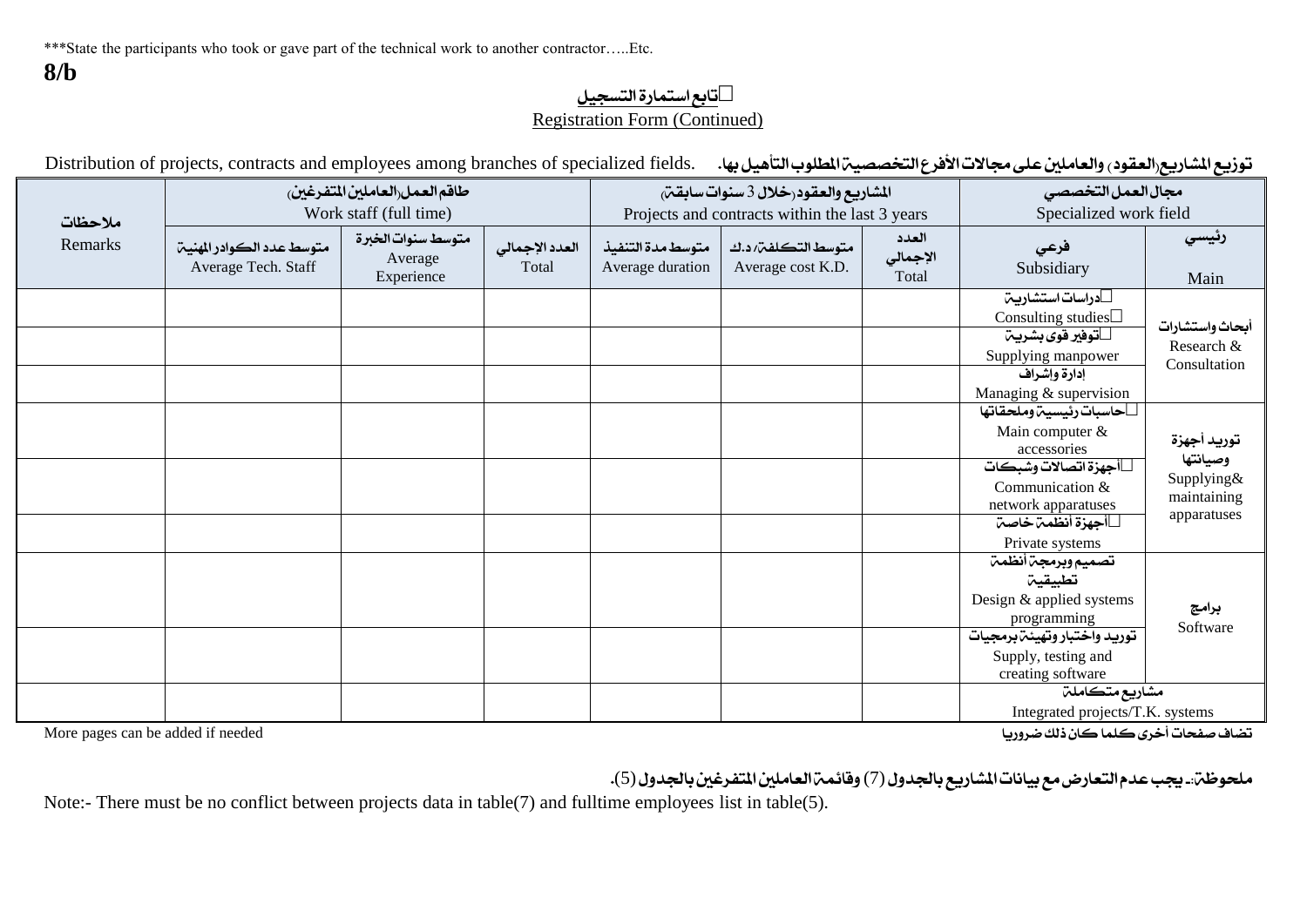***State the participants who took or gave part of the technical work to another contractor…..Etc.

**8/b**

## تابع استمارة التسجيل
Registration Form (Continued)

Distribution of projects, contracts and employees among branches of specialized fields. توزيع المشاريع(العقود) والعاملين على مجالات الأفرع التخصصية المطلوب التأهيل بها.

| ملاحظات Remarks | طاقم العمل(العاملين المتفرغين) Work staff (full time) | | | المشاريع والعقود(خلال 3 سنوات سابقة) Projects and contracts within the last 3 years | | | مجال العمل التخصصي Specialized work field | |
|---|---|---|---|---|---|---|---|---|
| | متوسط عدد الكوادر المهنية Average Tech. Staff | متوسط سنوات الخبرة Average Experience | العدد الإجمالي Total | متوسط مدة التنفيذ Average duration | متوسط التكلفة/ د.ك Average cost K.D. | العدد الإجمالي Total | فرعي Subsidiary | رئيسي Main |
| | | | | | | | دراسات استشارية Consulting studies | أبحاث واستشارات Research & Consultation |
| | | | | | | | توفير قوى بشرية Supplying manpower | |
| | | | | | | | إدارة وإشراف Managing & supervision | |
| | | | | | | | حاسبات رئيسية وملحقاتها Main computer & accessories | توريد أجهزة وصيانتها Supplying& maintaining apparatuses |
| | | | | | | | أجهزة اتصالات وشبكات Communication & network apparatuses | |
| | | | | | | | أجهزة أنظمة خاصة Private systems | |
| | | | | | | | تصميم وبرمجة أنظمة تطبيقية Design & applied systems programming | برامج Software |
| | | | | | | | توريد واختبار وتهيئة برمجيات Supply, testing and creating software | |
| | | | | | | | مشاريع متكاملة Integrated projects/T.K. systems | |

More pages can be added if needed تضاف صفحات أخرى كلما كان ذلك ضروريا

ملحوظة:- يجب عدم التعارض مع بيانات المشاريع بالجدول (7) وقائمة العاملين المتفرغين بالجدول (5).

Note:- There must be no conflict between projects data in table(7) and fulltime employees list in table(5).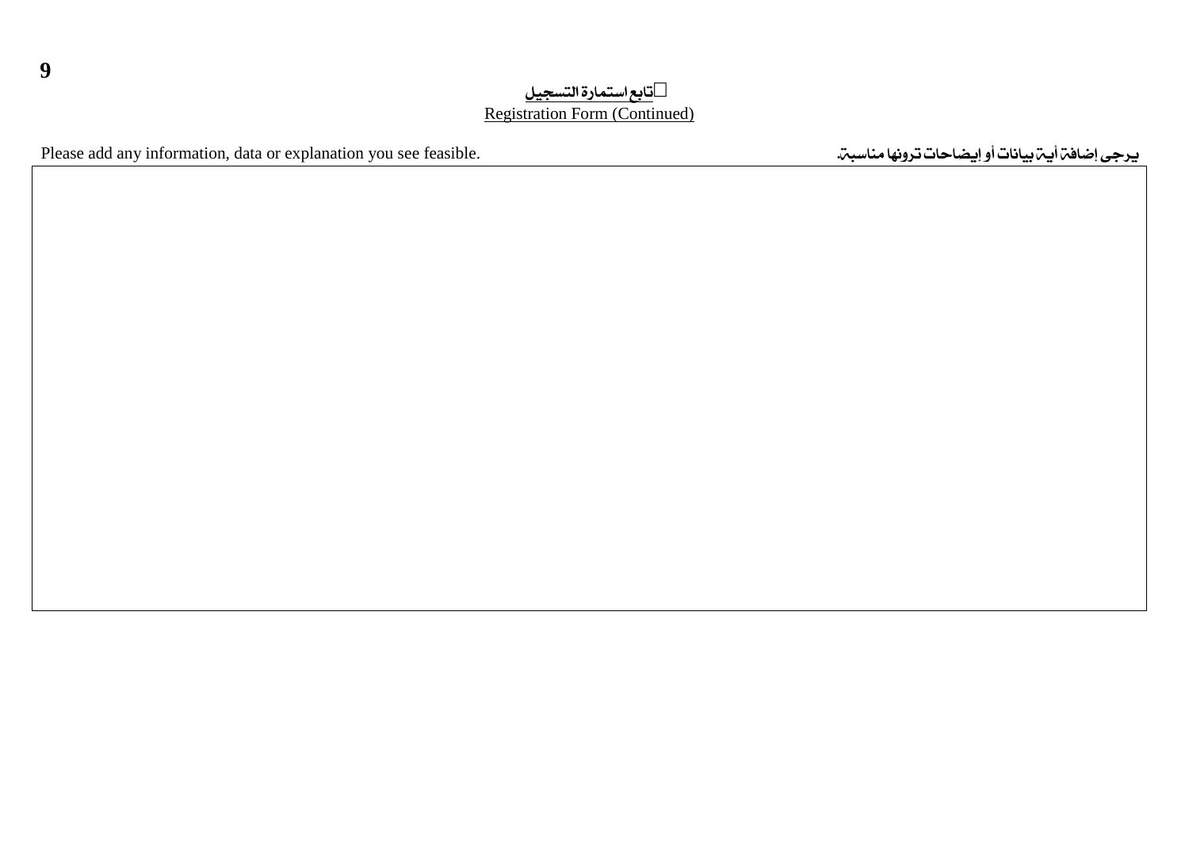## تابع استمارة التسجيل

## Registration Form (Continued)

Please add any information, data or explanation you see feasible.

يرجى إضافة أية بيانات أو إيضاحات ترونها مناسبة.

| |
|---|
| |